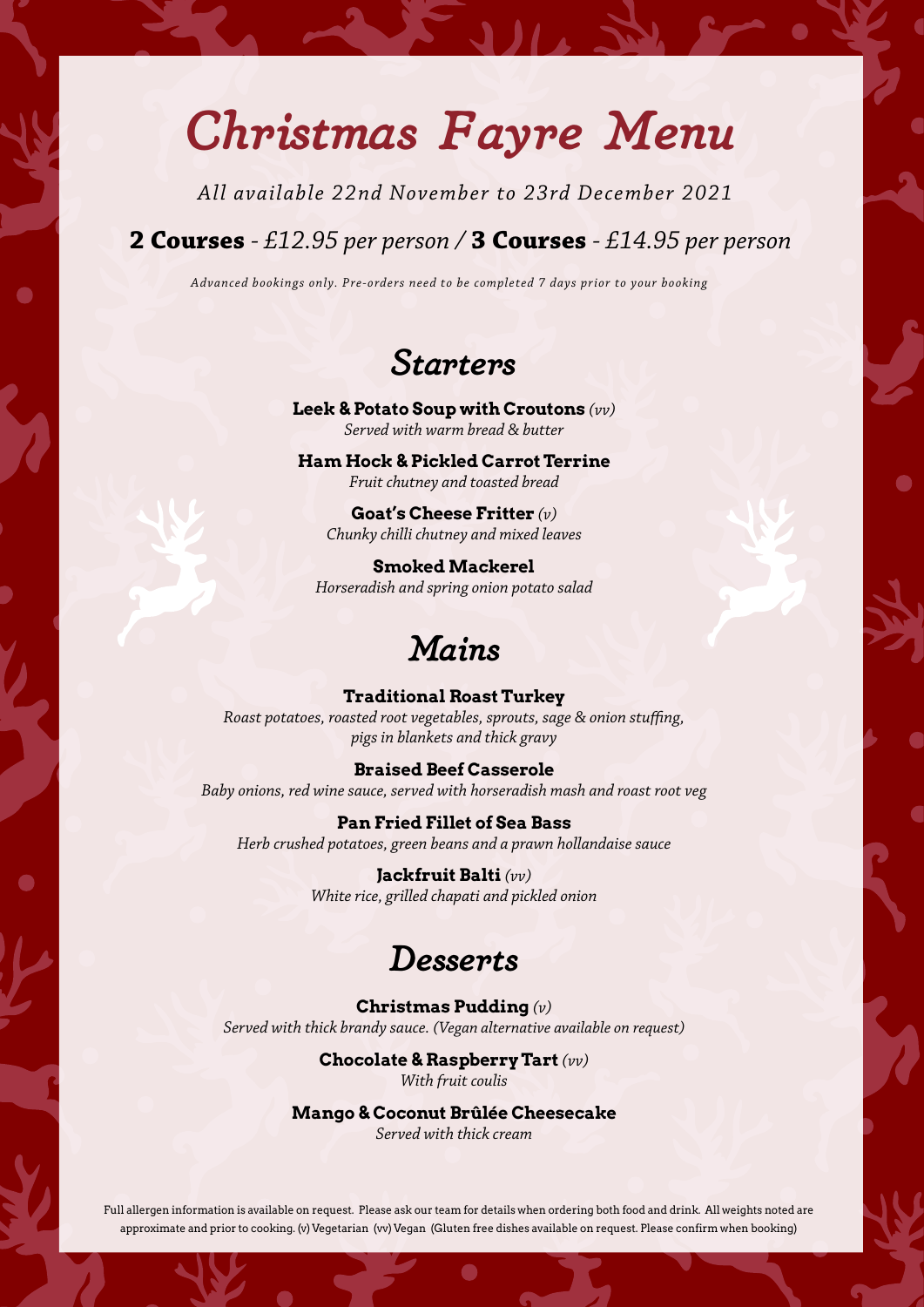# *Christmas Fayre Menu*

*All available 22nd November to 23rd December 2021*

**2 Courses** - *£12.95 per person /* **3 Courses** - *£14.95 per person*

*Advanced bookings only. Pre-orders need to be completed 7 days prior to your booking*

## *Starters*

**Leek & Potato Soup with Croutons** *(vv)*
*Served with warm bread & butter*

**Ham Hock & Pickled Carrot Terrine**
*Fruit chutney and toasted bread*

**Goat's Cheese Fritter** *(v)*
*Chunky chilli chutney and mixed leaves*

**Smoked Mackerel**
*Horseradish and spring onion potato salad*

## *Mains*

**Traditional Roast Turkey**
*Roast potatoes, roasted root vegetables, sprouts, sage & onion stuffing, pigs in blankets and thick gravy*

**Braised Beef Casserole**
*Baby onions, red wine sauce, served with horseradish mash and roast root veg*

**Pan Fried Fillet of Sea Bass**
*Herb crushed potatoes, green beans and a prawn hollandaise sauce*

**Jackfruit Balti** *(vv)*
*White rice, grilled chapati and pickled onion*

## *Desserts*

**Christmas Pudding** *(v)*
*Served with thick brandy sauce. (Vegan alternative available on request)*

**Chocolate & Raspberry Tart** *(vv)*
*With fruit coulis*

**Mango & Coconut Brûlée Cheesecake**
*Served with thick cream*

Full allergen information is available on request. Please ask our team for details when ordering both food and drink. All weights noted are approximate and prior to cooking. (v) Vegetarian (vv) Vegan (Gluten free dishes available on request. Please confirm when booking)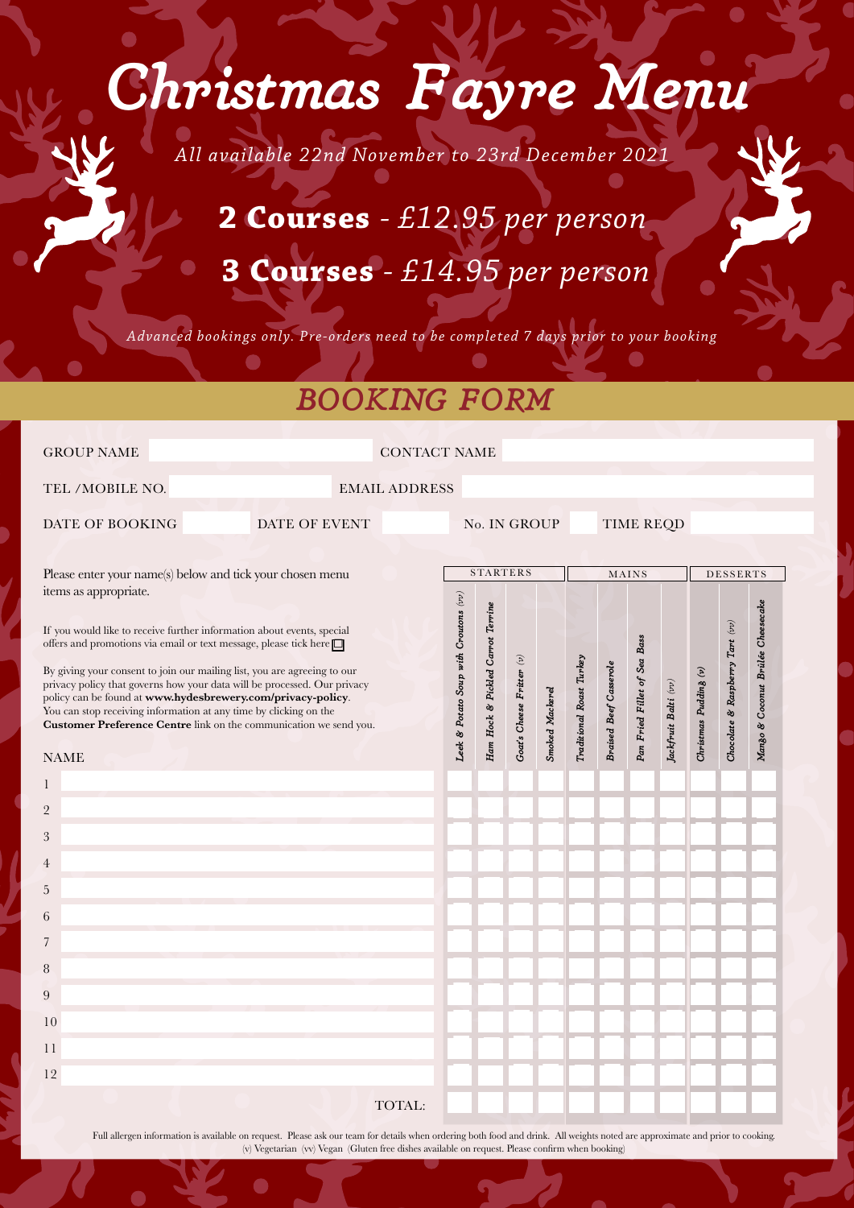# Christmas Fayre Menu

*All available 22nd November to 23rd December 2021*

**2 Courses** - *£12.95 per person*

**3 Courses** - *£14.95 per person*

*Advanced bookings only. Pre-orders need to be completed 7 days prior to your booking*

## BOOKING FORM

GROUP NAME

CONTACT NAME

TEL /MOBILE NO.

EMAIL ADDRESS

DATE OF BOOKING

DATE OF EVENT

No. IN GROUP

TIME REQD

Please enter your name(s) below and tick your chosen menu items as appropriate.

If you would like to receive further information about events, special offers and promotions via email or text message, please tick here ☐

By giving your consent to join our mailing list, you are agreeing to our privacy policy that governs how your data will be processed. Our privacy policy can be found at **www.hydesbrewery.com/privacy-policy**. You can stop receiving information at any time by clicking on the **Customer Preference Centre** link on the communication we send you.

| | | STARTERS | | | | MAINS | | | | DESSERTS | | |
|---|---|---|---|---|---|---|---|---|---|---|---|---|
| NAME | *Leek & Potato Soup with Croutons (vv)* | *Ham Hock & Pickled Carrot Terrine* | *Goat's Cheese Fritter (v)* | *Smoked Mackerel* | *Traditional Roast Turkey* | *Braised Beef Casserole* | *Pan Fried Fillet of Sea Bass* | *Jackfruit Balti (vv)* | *Christmas Pudding (v)* | *Chocolate & Raspberry Tart (vv)* | *Mango & Coconut Brulee Cheesecake* | |
| 1 | | | | | | | | | | | | |
| 2 | | | | | | | | | | | | |
| 3 | | | | | | | | | | | | |
| 4 | | | | | | | | | | | | |
| 5 | | | | | | | | | | | | |
| 6 | | | | | | | | | | | | |
| 7 | | | | | | | | | | | | |
| 8 | | | | | | | | | | | | |
| 9 | | | | | | | | | | | | |
| 10 | | | | | | | | | | | | |
| 11 | | | | | | | | | | | | |
| 12 | | | | | | | | | | | | |
| TOTAL: | | | | | | | | | | | | |

Full allergen information is available on request. Please ask our team for details when ordering both food and drink. All weights noted are approximate and prior to cooking.
(v) Vegetarian (vv) Vegan (Gluten free dishes available on request. Please confirm when booking)